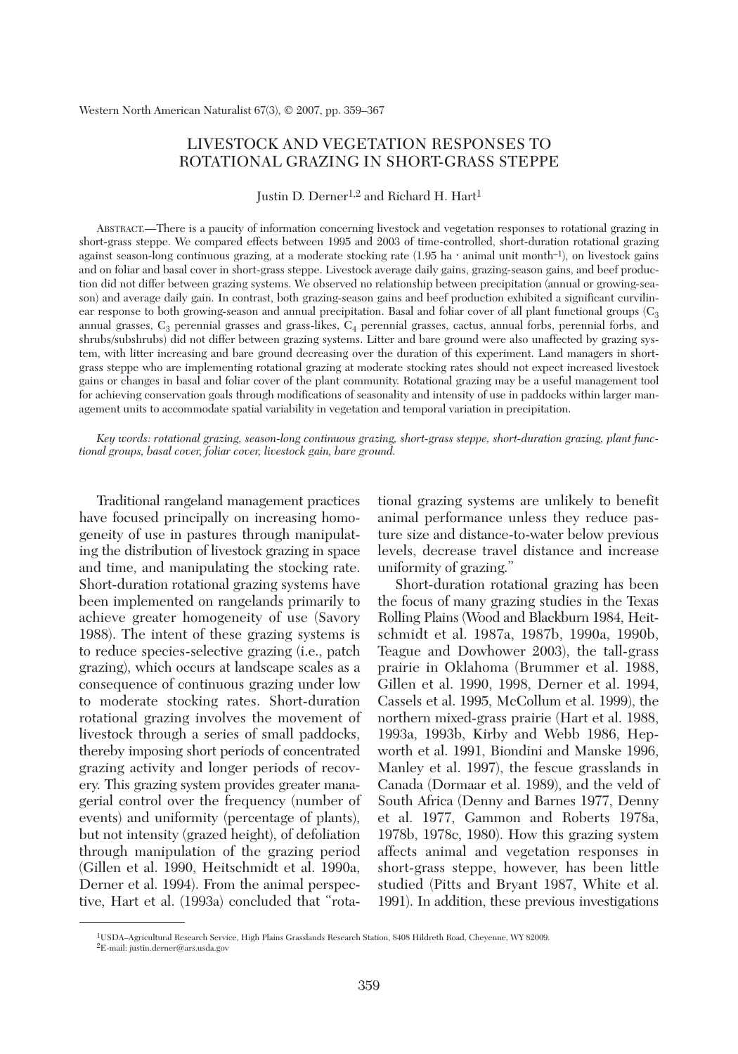# LIVESTOCK AND VEGETATION RESPONSES TO ROTATIONAL GRAZING IN SHORT-GRASS STEPPE

Justin D. Derner[1,2] and Richard H. Hart[1]

ABSTRACT.—There is a paucity of information concerning livestock and vegetation responses to rotational grazing in short-grass steppe. We compared effects between 1995 and 2003 of time-controlled, short-duration rotational grazing against season-long continuous grazing, at a moderate stocking rate (1.95 ha · animal unit month$^{-1}$), on livestock gains and on foliar and basal cover in short-grass steppe. Livestock average daily gains, grazing-season gains, and beef production did not differ between grazing systems. We observed no relationship between precipitation (annual or growing-season) and average daily gain. In contrast, both grazing-season gains and beef production exhibited a significant curvilinear response to both growing-season and annual precipitation. Basal and foliar cover of all plant functional groups ($C_3$ annual grasses, $C_3$ perennial grasses and grass-likes, $C_4$ perennial grasses, cactus, annual forbs, perennial forbs, and shrubs/subshrubs) did not differ between grazing systems. Litter and bare ground were also unaffected by grazing system, with litter increasing and bare ground decreasing over the duration of this experiment. Land managers in short-grass steppe who are implementing rotational grazing at moderate stocking rates should not expect increased livestock gains or changes in basal and foliar cover of the plant community. Rotational grazing may be a useful management tool for achieving conservation goals through modifications of seasonality and intensity of use in paddocks within larger management units to accommodate spatial variability in vegetation and temporal variation in precipitation.

*Key words: rotational grazing, season-long continuous grazing, short-grass steppe, short-duration grazing, plant functional groups, basal cover, foliar cover, livestock gain, bare ground.*

Traditional rangeland management practices have focused principally on increasing homogeneity of use in pastures through manipulating the distribution of livestock grazing in space and time, and manipulating the stocking rate. Short-duration rotational grazing systems have been implemented on rangelands primarily to achieve greater homogeneity of use (Savory 1988). The intent of these grazing systems is to reduce species-selective grazing (i.e., patch grazing), which occurs at landscape scales as a consequence of continuous grazing under low to moderate stocking rates. Short-duration rotational grazing involves the movement of livestock through a series of small paddocks, thereby imposing short periods of concentrated grazing activity and longer periods of recovery. This grazing system provides greater managerial control over the frequency (number of events) and uniformity (percentage of plants), but not intensity (grazed height), of defoliation through manipulation of the grazing period (Gillen et al. 1990, Heitschmidt et al. 1990a, Derner et al. 1994). From the animal perspective, Hart et al. (1993a) concluded that "rotational grazing systems are unlikely to benefit animal performance unless they reduce pasture size and distance-to-water below previous levels, decrease travel distance and increase uniformity of grazing."

Short-duration rotational grazing has been the focus of many grazing studies in the Texas Rolling Plains (Wood and Blackburn 1984, Heitschmidt et al. 1987a, 1987b, 1990a, 1990b, Teague and Dowhower 2003), the tall-grass prairie in Oklahoma (Brummer et al. 1988, Gillen et al. 1990, 1998, Derner et al. 1994, Cassels et al. 1995, McCollum et al. 1999), the northern mixed-grass prairie (Hart et al. 1988, 1993a, 1993b, Kirby and Webb 1986, Hepworth et al. 1991, Biondini and Manske 1996, Manley et al. 1997), the fescue grasslands in Canada (Dormaar et al. 1989), and the veld of South Africa (Denny and Barnes 1977, Denny et al. 1977, Gammon and Roberts 1978a, 1978b, 1978c, 1980). How this grazing system affects animal and vegetation responses in short-grass steppe, however, has been little studied (Pitts and Bryant 1987, White et al. 1991). In addition, these previous investigations

[1]USDA–Agricultural Research Service, High Plains Grasslands Research Station, 8408 Hildreth Road, Cheyenne, WY 82009.
[2]E-mail: justin.derner@ars.usda.gov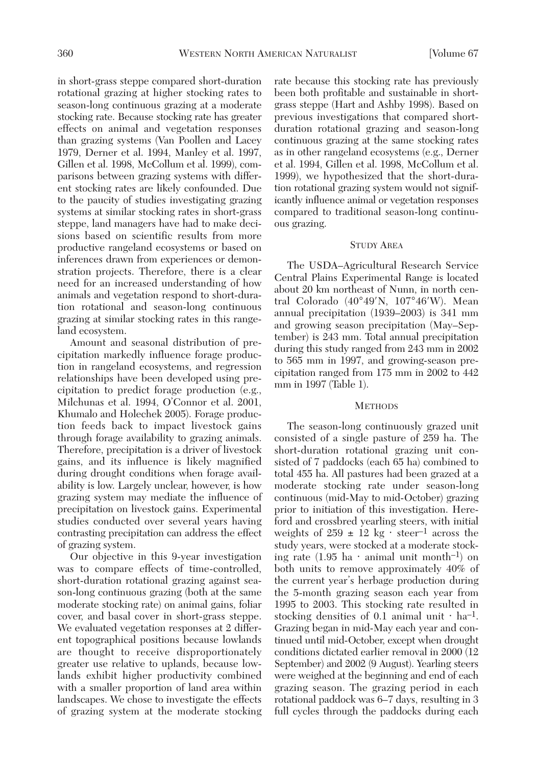in short-grass steppe compared short-duration rotational grazing at higher stocking rates to season-long continuous grazing at a moderate stocking rate. Because stocking rate has greater effects on animal and vegetation responses than grazing systems (Van Poollen and Lacey 1979, Derner et al. 1994, Manley et al. 1997, Gillen et al. 1998, McCollum et al. 1999), comparisons between grazing systems with different stocking rates are likely confounded. Due to the paucity of studies investigating grazing systems at similar stocking rates in short-grass steppe, land managers have had to make decisions based on scientific results from more productive rangeland ecosystems or based on inferences drawn from experiences or demonstration projects. Therefore, there is a clear need for an increased understanding of how animals and vegetation respond to short-duration rotational and season-long continuous grazing at similar stocking rates in this rangeland ecosystem.

Amount and seasonal distribution of precipitation markedly influence forage production in rangeland ecosystems, and regression relationships have been developed using precipitation to predict forage production (e.g., Milchunas et al. 1994, O'Connor et al. 2001, Khumalo and Holechek 2005). Forage production feeds back to impact livestock gains through forage availability to grazing animals. Therefore, precipitation is a driver of livestock gains, and its influence is likely magnified during drought conditions when forage availability is low. Largely unclear, however, is how grazing system may mediate the influence of precipitation on livestock gains. Experimental studies conducted over several years having contrasting precipitation can address the effect of grazing system.

Our objective in this 9-year investigation was to compare effects of time-controlled, short-duration rotational grazing against season-long continuous grazing (both at the same moderate stocking rate) on animal gains, foliar cover, and basal cover in short-grass steppe. We evaluated vegetation responses at 2 different topographical positions because lowlands are thought to receive disproportionately greater use relative to uplands, because lowlands exhibit higher productivity combined with a smaller proportion of land area within landscapes. We chose to investigate the effects of grazing system at the moderate stocking rate because this stocking rate has previously been both profitable and sustainable in short-grass steppe (Hart and Ashby 1998). Based on previous investigations that compared short-duration rotational grazing and season-long continuous grazing at the same stocking rates as in other rangeland ecosystems (e.g., Derner et al. 1994, Gillen et al. 1998, McCollum et al. 1999), we hypothesized that the short-duration rotational grazing system would not significantly influence animal or vegetation responses compared to traditional season-long continuous grazing.

## Study Area

The USDA–Agricultural Research Service Central Plains Experimental Range is located about 20 km northeast of Nunn, in north central Colorado (40°49′N, 107°46′W). Mean annual precipitation (1939–2003) is 341 mm and growing season precipitation (May–September) is 243 mm. Total annual precipitation during this study ranged from 243 mm in 2002 to 565 mm in 1997, and growing-season precipitation ranged from 175 mm in 2002 to 442 mm in 1997 (Table 1).

## Methods

The season-long continuously grazed unit consisted of a single pasture of 259 ha. The short-duration rotational grazing unit consisted of 7 paddocks (each 65 ha) combined to total 455 ha. All pastures had been grazed at a moderate stocking rate under season-long continuous (mid-May to mid-October) grazing prior to initiation of this investigation. Hereford and crossbred yearling steers, with initial weights of $259 \pm 12$ kg · steer$^{-1}$ across the study years, were stocked at a moderate stocking rate (1.95 ha · animal unit month$^{-1}$) on both units to remove approximately 40% of the current year's herbage production during the 5-month grazing season each year from 1995 to 2003. This stocking rate resulted in stocking densities of 0.1 animal unit · ha$^{-1}$. Grazing began in mid-May each year and continued until mid-October, except when drought conditions dictated earlier removal in 2000 (12 September) and 2002 (9 August). Yearling steers were weighed at the beginning and end of each grazing season. The grazing period in each rotational paddock was 6–7 days, resulting in 3 full cycles through the paddocks during each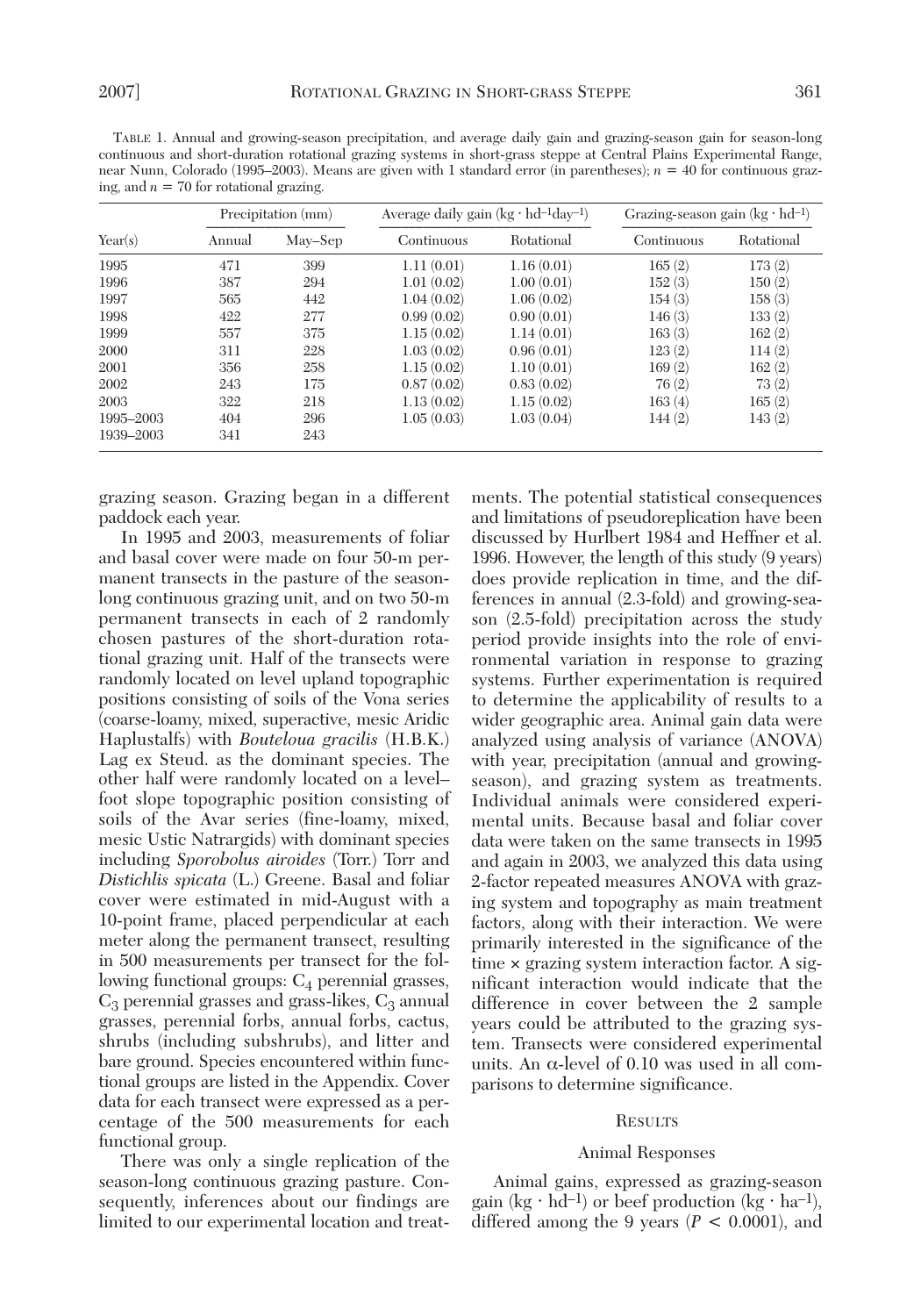TABLE 1. Annual and growing-season precipitation, and average daily gain and grazing-season gain for season-long continuous and short-duration rotational grazing systems in short-grass steppe at Central Plains Experimental Range, near Nunn, Colorado (1995–2003). Means are given with 1 standard error (in parentheses); $n$ = 40 for continuous grazing, and $n$ = 70 for rotational grazing.

| Year(s) | Precipitation (mm) | | Average daily gain ($kg \cdot hd^{-1} day^{-1}$) | | Grazing-season gain ($kg \cdot hd^{-1}$) | |
|---|---|---|---|---|---|---|
| | Annual | May–Sep | Continuous | Rotational | Continuous | Rotational |
| 1995 | 471 | 399 | 1.11 (0.01) | 1.16 (0.01) | 165 (2) | 173 (2) |
| 1996 | 387 | 294 | 1.01 (0.02) | 1.00 (0.01) | 152 (3) | 150 (2) |
| 1997 | 565 | 442 | 1.04 (0.02) | 1.06 (0.02) | 154 (3) | 158 (3) |
| 1998 | 422 | 277 | 0.99 (0.02) | 0.90 (0.01) | 146 (3) | 133 (2) |
| 1999 | 557 | 375 | 1.15 (0.02) | 1.14 (0.01) | 163 (3) | 162 (2) |
| 2000 | 311 | 228 | 1.03 (0.02) | 0.96 (0.01) | 123 (2) | 114 (2) |
| 2001 | 356 | 258 | 1.15 (0.02) | 1.10 (0.01) | 169 (2) | 162 (2) |
| 2002 | 243 | 175 | 0.87 (0.02) | 0.83 (0.02) | 76 (2) | 73 (2) |
| 2003 | 322 | 218 | 1.13 (0.02) | 1.15 (0.02) | 163 (4) | 165 (2) |
| 1995–2003 | 404 | 296 | 1.05 (0.03) | 1.03 (0.04) | 144 (2) | 143 (2) |
| 1939–2003 | 341 | 243 | | | | |

grazing season. Grazing began in a different paddock each year.

In 1995 and 2003, measurements of foliar and basal cover were made on four 50-m permanent transects in the pasture of the season-long continuous grazing unit, and on two 50-m permanent transects in each of 2 randomly chosen pastures of the short-duration rotational grazing unit. Half of the transects were randomly located on level upland topographic positions consisting of soils of the Vona series (coarse-loamy, mixed, superactive, mesic Aridic Haplustalfs) with *Bouteloua gracilis* (H.B.K.) Lag ex Steud. as the dominant species. The other half were randomly located on a level–foot slope topographic position consisting of soils of the Avar series (fine-loamy, mixed, mesic Ustic Natrargids) with dominant species including *Sporobolus airoides* (Torr.) Torr and *Distichlis spicata* (L.) Greene. Basal and foliar cover were estimated in mid-August with a 10-point frame, placed perpendicular at each meter along the permanent transect, resulting in 500 measurements per transect for the following functional groups: $C_4$ perennial grasses, $C_3$ perennial grasses and grass-likes, $C_3$ annual grasses, perennial forbs, annual forbs, cactus, shrubs (including subshrubs), and litter and bare ground. Species encountered within functional groups are listed in the Appendix. Cover data for each transect were expressed as a percentage of the 500 measurements for each functional group.

There was only a single replication of the season-long continuous grazing pasture. Consequently, inferences about our findings are limited to our experimental location and treatments. The potential statistical consequences and limitations of pseudoreplication have been discussed by Hurlbert 1984 and Heffner et al. 1996. However, the length of this study (9 years) does provide replication in time, and the differences in annual (2.3-fold) and growing-season (2.5-fold) precipitation across the study period provide insights into the role of environmental variation in response to grazing systems. Further experimentation is required to determine the applicability of results to a wider geographic area. Animal gain data were analyzed using analysis of variance (ANOVA) with year, precipitation (annual and growing-season), and grazing system as treatments. Individual animals were considered experimental units. Because basal and foliar cover data were taken on the same transects in 1995 and again in 2003, we analyzed this data using 2-factor repeated measures ANOVA with grazing system and topography as main treatment factors, along with their interaction. We were primarily interested in the significance of the time × grazing system interaction factor. A significant interaction would indicate that the difference in cover between the 2 sample years could be attributed to the grazing system. Transects were considered experimental units. An $\alpha$-level of 0.10 was used in all comparisons to determine significance.

## RESULTS

### Animal Responses

Animal gains, expressed as grazing-season gain ($kg \cdot hd^{-1}$) or beef production ($kg \cdot ha^{-1}$), differed among the 9 years ($P < 0.0001$), and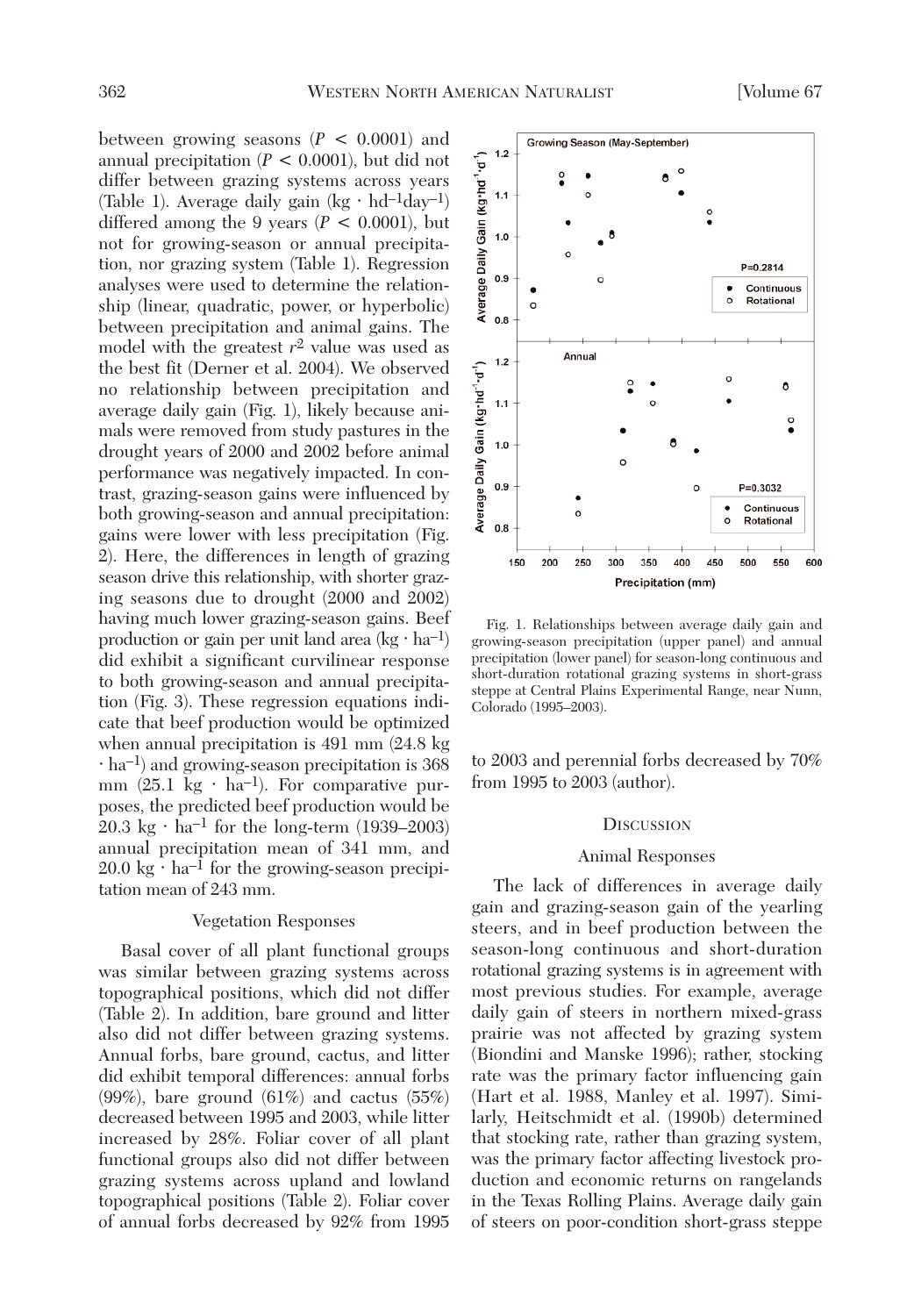between growing seasons ($P < 0.0001$) and annual precipitation ($P < 0.0001$), but did not differ between grazing systems across years (Table 1). Average daily gain ($kg \cdot hd^{-1} day^{-1}$) differed among the 9 years ($P < 0.0001$), but not for growing-season or annual precipitation, nor grazing system (Table 1). Regression analyses were used to determine the relationship (linear, quadratic, power, or hyperbolic) between precipitation and animal gains. The model with the greatest $r^2$ value was used as the best fit (Derner et al. 2004). We observed no relationship between precipitation and average daily gain (Fig. 1), likely because animals were removed from study pastures in the drought years of 2000 and 2002 before animal performance was negatively impacted. In contrast, grazing-season gains were influenced by both growing-season and annual precipitation: gains were lower with less precipitation (Fig. 2). Here, the differences in length of grazing season drive this relationship, with shorter grazing seasons due to drought (2000 and 2002) having much lower grazing-season gains. Beef production or gain per unit land area ($kg \cdot ha^{-1}$) did exhibit a significant curvilinear response to both growing-season and annual precipitation (Fig. 3). These regression equations indicate that beef production would be optimized when annual precipitation is 491 mm (24.8 $kg \cdot ha^{-1}$) and growing-season precipitation is 368 mm (25.1 $kg \cdot ha^{-1}$). For comparative purposes, the predicted beef production would be 20.3 $kg \cdot ha^{-1}$ for the long-term (1939–2003) annual precipitation mean of 341 mm, and 20.0 $kg \cdot ha^{-1}$ for the growing-season precipitation mean of 243 mm.

### Vegetation Responses

Basal cover of all plant functional groups was similar between grazing systems across topographical positions, which did not differ (Table 2). In addition, bare ground and litter also did not differ between grazing systems. Annual forbs, bare ground, cactus, and litter did exhibit temporal differences: annual forbs (99%), bare ground (61%) and cactus (55%) decreased between 1995 and 2003, while litter increased by 28%. Foliar cover of all plant functional groups also did not differ between grazing systems across upland and lowland topographical positions (Table 2). Foliar cover of annual forbs decreased by 92% from 1995 to 2003 and perennial forbs decreased by 70% from 1995 to 2003 (author).

Fig. 1. Relationships between average daily gain and growing-season precipitation (upper panel) and annual precipitation (lower panel) for season-long continuous and short-duration rotational grazing systems in short-grass steppe at Central Plains Experimental Range, near Nunn, Colorado (1995–2003).

## Discussion

### Animal Responses

The lack of differences in average daily gain and grazing-season gain of the yearling steers, and in beef production between the season-long continuous and short-duration rotational grazing systems is in agreement with most previous studies. For example, average daily gain of steers in northern mixed-grass prairie was not affected by grazing system (Biondini and Manske 1996); rather, stocking rate was the primary factor influencing gain (Hart et al. 1988, Manley et al. 1997). Similarly, Heitschmidt et al. (1990b) determined that stocking rate, rather than grazing system, was the primary factor affecting livestock production and economic returns on rangelands in the Texas Rolling Plains. Average daily gain of steers on poor-condition short-grass steppe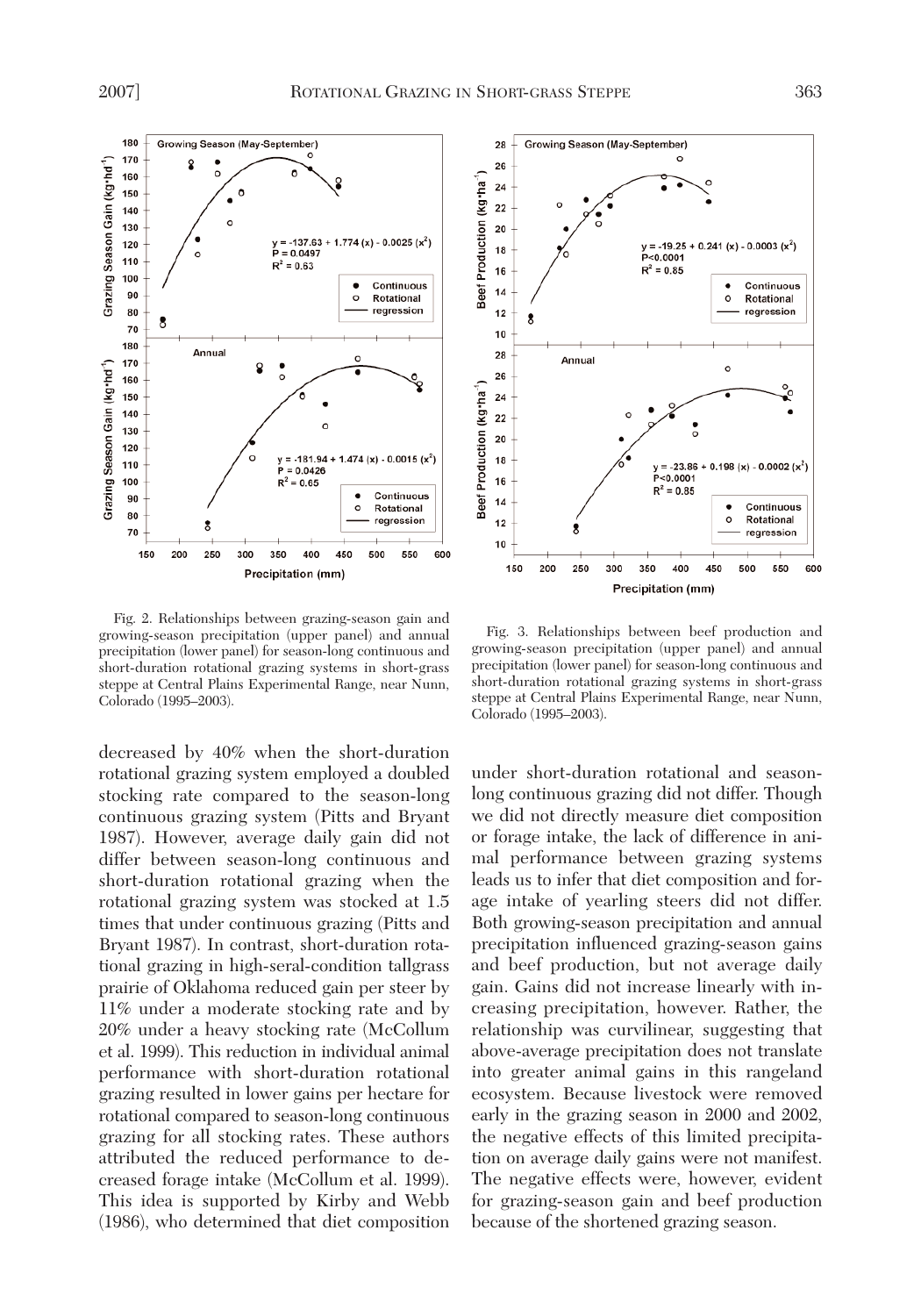Fig. 2. Relationships between grazing-season gain and growing-season precipitation (upper panel) and annual precipitation (lower panel) for season-long continuous and short-duration rotational grazing systems in short-grass steppe at Central Plains Experimental Range, near Nunn, Colorado (1995–2003).

Fig. 3. Relationships between beef production and growing-season precipitation (upper panel) and annual precipitation (lower panel) for season-long continuous and short-duration rotational grazing systems in short-grass steppe at Central Plains Experimental Range, near Nunn, Colorado (1995–2003).

decreased by 40% when the short-duration rotational grazing system employed a doubled stocking rate compared to the season-long continuous grazing system (Pitts and Bryant 1987). However, average daily gain did not differ between season-long continuous and short-duration rotational grazing when the rotational grazing system was stocked at 1.5 times that under continuous grazing (Pitts and Bryant 1987). In contrast, short-duration rotational grazing in high-seral-condition tallgrass prairie of Oklahoma reduced gain per steer by 11% under a moderate stocking rate and by 20% under a heavy stocking rate (McCollum et al. 1999). This reduction in individual animal performance with short-duration rotational grazing resulted in lower gains per hectare for rotational compared to season-long continuous grazing for all stocking rates. These authors attributed the reduced performance to decreased forage intake (McCollum et al. 1999). This idea is supported by Kirby and Webb (1986), who determined that diet composition under short-duration rotational and season-long continuous grazing did not differ. Though we did not directly measure diet composition or forage intake, the lack of difference in animal performance between grazing systems leads us to infer that diet composition and forage intake of yearling steers did not differ. Both growing-season precipitation and annual precipitation influenced grazing-season gains and beef production, but not average daily gain. Gains did not increase linearly with increasing precipitation, however. Rather, the relationship was curvilinear, suggesting that above-average precipitation does not translate into greater animal gains in this rangeland ecosystem. Because livestock were removed early in the grazing season in 2000 and 2002, the negative effects of this limited precipitation on average daily gains were not manifest. The negative effects were, however, evident for grazing-season gain and beef production because of the shortened grazing season.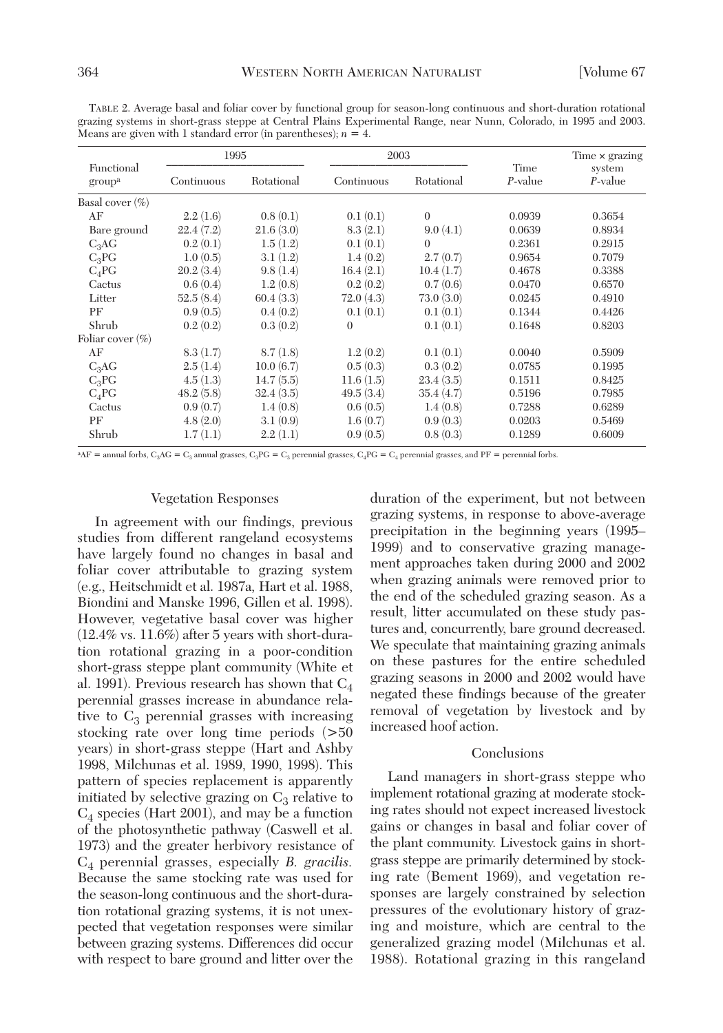TABLE 2. Average basal and foliar cover by functional group for season-long continuous and short-duration rotational grazing systems in short-grass steppe at Central Plains Experimental Range, near Nunn, Colorado, in 1995 and 2003. Means are given with 1 standard error (in parentheses); $n = 4$.

| Functional group[a] | 1995 | | 2003 | | Time | Time × grazing system |
|---|---|---|---|---|---|---|
| | Continuous | Rotational | Continuous | Rotational | *P*-value | *P*-value |
| Basal cover (%) | | | | | | |
| AF | 2.2 (1.6) | 0.8 (0.1) | 0.1 (0.1) | 0 | 0.0939 | 0.3654 |
| Bare ground | 22.4 (7.2) | 21.6 (3.0) | 8.3 (2.1) | 9.0 (4.1) | 0.0639 | 0.8934 |
| $C_3$AG | 0.2 (0.1) | 1.5 (1.2) | 0.1 (0.1) | 0 | 0.2361 | 0.2915 |
| $C_3$PG | 1.0 (0.5) | 3.1 (1.2) | 1.4 (0.2) | 2.7 (0.7) | 0.9654 | 0.7079 |
| $C_4$PG | 20.2 (3.4) | 9.8 (1.4) | 16.4 (2.1) | 10.4 (1.7) | 0.4678 | 0.3388 |
| Cactus | 0.6 (0.4) | 1.2 (0.8) | 0.2 (0.2) | 0.7 (0.6) | 0.0470 | 0.6570 |
| Litter | 52.5 (8.4) | 60.4 (3.3) | 72.0 (4.3) | 73.0 (3.0) | 0.0245 | 0.4910 |
| PF | 0.9 (0.5) | 0.4 (0.2) | 0.1 (0.1) | 0.1 (0.1) | 0.1344 | 0.4426 |
| Shrub | 0.2 (0.2) | 0.3 (0.2) | 0 | 0.1 (0.1) | 0.1648 | 0.8203 |
| Foliar cover (%) | | | | | | |
| AF | 8.3 (1.7) | 8.7 (1.8) | 1.2 (0.2) | 0.1 (0.1) | 0.0040 | 0.5909 |
| $C_3$AG | 2.5 (1.4) | 10.0 (6.7) | 0.5 (0.3) | 0.3 (0.2) | 0.0785 | 0.1995 |
| $C_3$PG | 4.5 (1.3) | 14.7 (5.5) | 11.6 (1.5) | 23.4 (3.5) | 0.1511 | 0.8425 |
| $C_4$PG | 48.2 (5.8) | 32.4 (3.5) | 49.5 (3.4) | 35.4 (4.7) | 0.5196 | 0.7985 |
| Cactus | 0.9 (0.7) | 1.4 (0.8) | 0.6 (0.5) | 1.4 (0.8) | 0.7288 | 0.6289 |
| PF | 4.8 (2.0) | 3.1 (0.9) | 1.6 (0.7) | 0.9 (0.3) | 0.0203 | 0.5469 |
| Shrub | 1.7 (1.1) | 2.2 (1.1) | 0.9 (0.5) | 0.8 (0.3) | 0.1289 | 0.6009 |

[a]AF = annual forbs, $C_3$AG = $C_3$ annual grasses, $C_3$PG = $C_3$ perennial grasses, $C_4$PG = $C_4$ perennial grasses, and PF = perennial forbs.

### Vegetation Responses

In agreement with our findings, previous studies from different rangeland ecosystems have largely found no changes in basal and foliar cover attributable to grazing system (e.g., Heitschmidt et al. 1987a, Hart et al. 1988, Biondini and Manske 1996, Gillen et al. 1998). However, vegetative basal cover was higher (12.4% vs. 11.6%) after 5 years with short-duration rotational grazing in a poor-condition short-grass steppe plant community (White et al. 1991). Previous research has shown that $C_4$ perennial grasses increase in abundance relative to $C_3$ perennial grasses with increasing stocking rate over long time periods (>50 years) in short-grass steppe (Hart and Ashby 1998, Milchunas et al. 1989, 1990, 1998). This pattern of species replacement is apparently initiated by selective grazing on $C_3$ relative to $C_4$ species (Hart 2001), and may be a function of the photosynthetic pathway (Caswell et al. 1973) and the greater herbivory resistance of $C_4$ perennial grasses, especially *B. gracilis.* Because the same stocking rate was used for the season-long continuous and the short-duration rotational grazing systems, it is not unexpected that vegetation responses were similar between grazing systems. Differences did occur with respect to bare ground and litter over the duration of the experiment, but not between grazing systems, in response to above-average precipitation in the beginning years (1995–1999) and to conservative grazing management approaches taken during 2000 and 2002 when grazing animals were removed prior to the end of the scheduled grazing season. As a result, litter accumulated on these study pastures and, concurrently, bare ground decreased. We speculate that maintaining grazing animals on these pastures for the entire scheduled grazing seasons in 2000 and 2002 would have negated these findings because of the greater removal of vegetation by livestock and by increased hoof action.

## Conclusions

Land managers in short-grass steppe who implement rotational grazing at moderate stocking rates should not expect increased livestock gains or changes in basal and foliar cover of the plant community. Livestock gains in short-grass steppe are primarily determined by stocking rate (Bement 1969), and vegetation responses are largely constrained by selection pressures of the evolutionary history of grazing and moisture, which are central to the generalized grazing model (Milchunas et al. 1988). Rotational grazing in this rangeland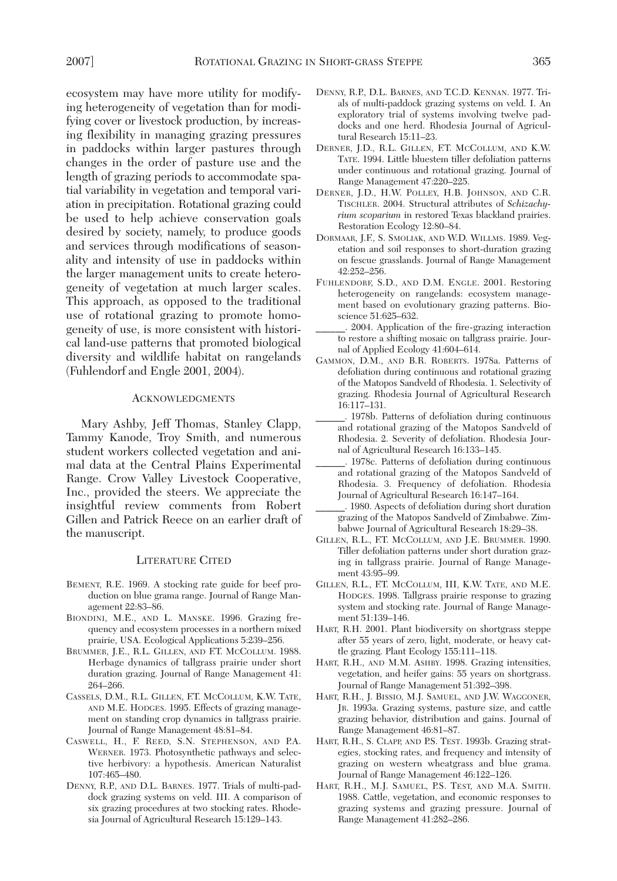ecosystem may have more utility for modifying heterogeneity of vegetation than for modifying cover or livestock production, by increasing flexibility in managing grazing pressures in paddocks within larger pastures through changes in the order of pasture use and the length of grazing periods to accommodate spatial variability in vegetation and temporal variation in precipitation. Rotational grazing could be used to help achieve conservation goals desired by society, namely, to produce goods and services through modifications of seasonality and intensity of use in paddocks within the larger management units to create heterogeneity of vegetation at much larger scales. This approach, as opposed to the traditional use of rotational grazing to promote homogeneity of use, is more consistent with historical land-use patterns that promoted biological diversity and wildlife habitat on rangelands (Fuhlendorf and Engle 2001, 2004).

## Acknowledgments

Mary Ashby, Jeff Thomas, Stanley Clapp, Tammy Kanode, Troy Smith, and numerous student workers collected vegetation and animal data at the Central Plains Experimental Range. Crow Valley Livestock Cooperative, Inc., provided the steers. We appreciate the insightful review comments from Robert Gillen and Patrick Reece on an earlier draft of the manuscript.

## Literature Cited

Bement, R.E. 1969. A stocking rate guide for beef production on blue grama range. Journal of Range Management 22:83–86.

Biondini, M.E., and L. Manske. 1996. Grazing frequency and ecosystem processes in a northern mixed prairie, USA. Ecological Applications 5:239–256.

Brummer, J.E., R.L. Gillen, and F.T. McCollum. 1988. Herbage dynamics of tallgrass prairie under short duration grazing. Journal of Range Management 41: 264–266.

Cassels, D.M., R.L. Gillen, F.T. McCollum, K.W. Tate, and M.E. Hodges. 1995. Effects of grazing management on standing crop dynamics in tallgrass prairie. Journal of Range Management 48:81–84.

Caswell, H., F. Reed, S.N. Stephenson, and P.A. Werner. 1973. Photosynthetic pathways and selective herbivory: a hypothesis. American Naturalist 107:465–480.

Denny, R.P., and D.L. Barnes. 1977. Trials of multi-paddock grazing systems on veld. III. A comparison of six grazing procedures at two stocking rates. Rhodesia Journal of Agricultural Research 15:129–143.

Denny, R.P., D.L. Barnes, and T.C.D. Kennan. 1977. Trials of multi-paddock grazing systems on veld. I. An exploratory trial of systems involving twelve paddocks and one herd. Rhodesia Journal of Agricultural Research 15:11–23.

Derner, J.D., R.L. Gillen, F.T. McCollum, and K.W. Tate. 1994. Little bluestem tiller defoliation patterns under continuous and rotational grazing. Journal of Range Management 47:220–225.

Derner, J.D., H.W. Polley, H.B. Johnson, and C.R. Tischler. 2004. Structural attributes of *Schizachyrium scoparium* in restored Texas blackland prairies. Restoration Ecology 12:80–84.

Dormaar, J.F., S. Smoliak, and W.D. Willms. 1989. Vegetation and soil responses to short-duration grazing on fescue grasslands. Journal of Range Management 42:252–256.

Fuhlendorf, S.D., and D.M. Engle. 2001. Restoring heterogeneity on rangelands: ecosystem management based on evolutionary grazing patterns. Bioscience 51:625–632.

______. 2004. Application of the fire-grazing interaction to restore a shifting mosaic on tallgrass prairie. Journal of Applied Ecology 41:604–614.

Gammon, D.M., and B.R. Roberts. 1978a. Patterns of defoliation during continuous and rotational grazing of the Matopos Sandveld of Rhodesia. 1. Selectivity of grazing. Rhodesia Journal of Agricultural Research 16:117–131.

______. 1978b. Patterns of defoliation during continuous and rotational grazing of the Matopos Sandveld of Rhodesia. 2. Severity of defoliation. Rhodesia Journal of Agricultural Research 16:133–145.

______. 1978c. Patterns of defoliation during continuous and rotational grazing of the Matopos Sandveld of Rhodesia. 3. Frequency of defoliation. Rhodesia Journal of Agricultural Research 16:147–164.

______. 1980. Aspects of defoliation during short duration grazing of the Matopos Sandveld of Zimbabwe. Zimbabwe Journal of Agricultural Research 18:29–38.

Gillen, R.L., F.T. McCollum, and J.E. Brummer. 1990. Tiller defoliation patterns under short duration grazing in tallgrass prairie. Journal of Range Management 43:95–99.

Gillen, R.L., F.T. McCollum, III, K.W. Tate, and M.E. Hodges. 1998. Tallgrass prairie response to grazing system and stocking rate. Journal of Range Management 51:139–146.

Hart, R.H. 2001. Plant biodiversity on shortgrass steppe after 55 years of zero, light, moderate, or heavy cattle grazing. Plant Ecology 155:111–118.

Hart, R.H., and M.M. Ashby. 1998. Grazing intensities, vegetation, and heifer gains: 55 years on shortgrass. Journal of Range Management 51:392–398.

Hart, R.H., J. Bissio, M.J. Samuel, and J.W. Waggoner, Jr. 1993a. Grazing systems, pasture size, and cattle grazing behavior, distribution and gains. Journal of Range Management 46:81–87.

Hart, R.H., S. Clapp, and P.S. Test. 1993b. Grazing strategies, stocking rates, and frequency and intensity of grazing on western wheatgrass and blue grama. Journal of Range Management 46:122–126.

Hart, R.H., M.J. Samuel, P.S. Test, and M.A. Smith. 1988. Cattle, vegetation, and economic responses to grazing systems and grazing pressure. Journal of Range Management 41:282–286.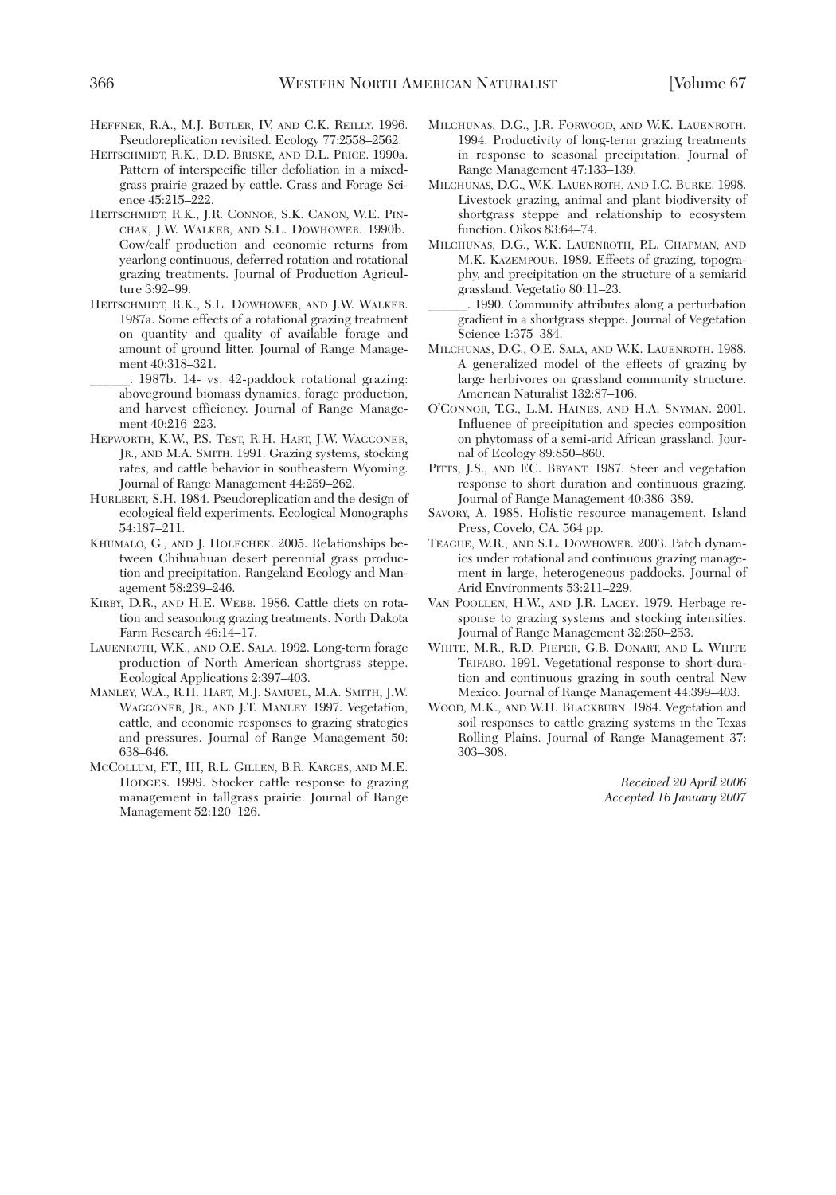HEFFNER, R.A., M.J. BUTLER, IV, AND C.K. REILLY. 1996. Pseudoreplication revisited. Ecology 77:2558–2562.

HEITSCHMIDT, R.K., D.D. BRISKE, AND D.L. PRICE. 1990a. Pattern of interspecific tiller defoliation in a mixed-grass prairie grazed by cattle. Grass and Forage Science 45:215–222.

HEITSCHMIDT, R.K., J.R. CONNOR, S.K. CANON, W.E. PINCHAK, J.W. WALKER, AND S.L. DOWHOWER. 1990b. Cow/calf production and economic returns from yearlong continuous, deferred rotation and rotational grazing treatments. Journal of Production Agriculture 3:92–99.

HEITSCHMIDT, R.K., S.L. DOWHOWER, AND J.W. WALKER. 1987a. Some effects of a rotational grazing treatment on quantity and quality of available forage and amount of ground litter. Journal of Range Management 40:318–321.

______. 1987b. 14- vs. 42-paddock rotational grazing: aboveground biomass dynamics, forage production, and harvest efficiency. Journal of Range Management 40:216–223.

HEPWORTH, K.W., P.S. TEST, R.H. HART, J.W. WAGGONER, JR., AND M.A. SMITH. 1991. Grazing systems, stocking rates, and cattle behavior in southeastern Wyoming. Journal of Range Management 44:259–262.

HURLBERT, S.H. 1984. Pseudoreplication and the design of ecological field experiments. Ecological Monographs 54:187–211.

KHUMALO, G., AND J. HOLECHEK. 2005. Relationships between Chihuahuan desert perennial grass production and precipitation. Rangeland Ecology and Management 58:239–246.

KIRBY, D.R., AND H.E. WEBB. 1986. Cattle diets on rotation and seasonlong grazing treatments. North Dakota Farm Research 46:14–17.

LAUENROTH, W.K., AND O.E. SALA. 1992. Long-term forage production of North American shortgrass steppe. Ecological Applications 2:397–403.

MANLEY, W.A., R.H. HART, M.J. SAMUEL, M.A. SMITH, J.W. WAGGONER, JR., AND J.T. MANLEY. 1997. Vegetation, cattle, and economic responses to grazing strategies and pressures. Journal of Range Management 50: 638–646.

MCCOLLUM, F.T., III, R.L. GILLEN, B.R. KARGES, AND M.E. HODGES. 1999. Stocker cattle response to grazing management in tallgrass prairie. Journal of Range Management 52:120–126.

MILCHUNAS, D.G., J.R. FORWOOD, AND W.K. LAUENROTH. 1994. Productivity of long-term grazing treatments in response to seasonal precipitation. Journal of Range Management 47:133–139.

MILCHUNAS, D.G., W.K. LAUENROTH, AND I.C. BURKE. 1998. Livestock grazing, animal and plant biodiversity of shortgrass steppe and relationship to ecosystem function. Oikos 83:64–74.

MILCHUNAS, D.G., W.K. LAUENROTH, P.L. CHAPMAN, AND M.K. KAZEMPOUR. 1989. Effects of grazing, topography, and precipitation on the structure of a semiarid grassland. Vegetatio 80:11–23.

______. 1990. Community attributes along a perturbation gradient in a shortgrass steppe. Journal of Vegetation Science 1:375–384.

MILCHUNAS, D.G., O.E. SALA, AND W.K. LAUENROTH. 1988. A generalized model of the effects of grazing by large herbivores on grassland community structure. American Naturalist 132:87–106.

O'CONNOR, T.G., L.M. HAINES, AND H.A. SNYMAN. 2001. Influence of precipitation and species composition on phytomass of a semi-arid African grassland. Journal of Ecology 89:850–860.

PITTS, J.S., AND F.C. BRYANT. 1987. Steer and vegetation response to short duration and continuous grazing. Journal of Range Management 40:386–389.

SAVORY, A. 1988. Holistic resource management. Island Press, Covelo, CA. 564 pp.

TEAGUE, W.R., AND S.L. DOWHOWER. 2003. Patch dynamics under rotational and continuous grazing management in large, heterogeneous paddocks. Journal of Arid Environments 53:211–229.

VAN POOLLEN, H.W., AND J.R. LACEY. 1979. Herbage response to grazing systems and stocking intensities. Journal of Range Management 32:250–253.

WHITE, M.R., R.D. PIEPER, G.B. DONART, AND L. WHITE TRIFARO. 1991. Vegetational response to short-duration and continuous grazing in south central New Mexico. Journal of Range Management 44:399–403.

WOOD, M.K., AND W.H. BLACKBURN. 1984. Vegetation and soil responses to cattle grazing systems in the Texas Rolling Plains. Journal of Range Management 37: 303–308.

*Received 20 April 2006*
*Accepted 16 January 2007*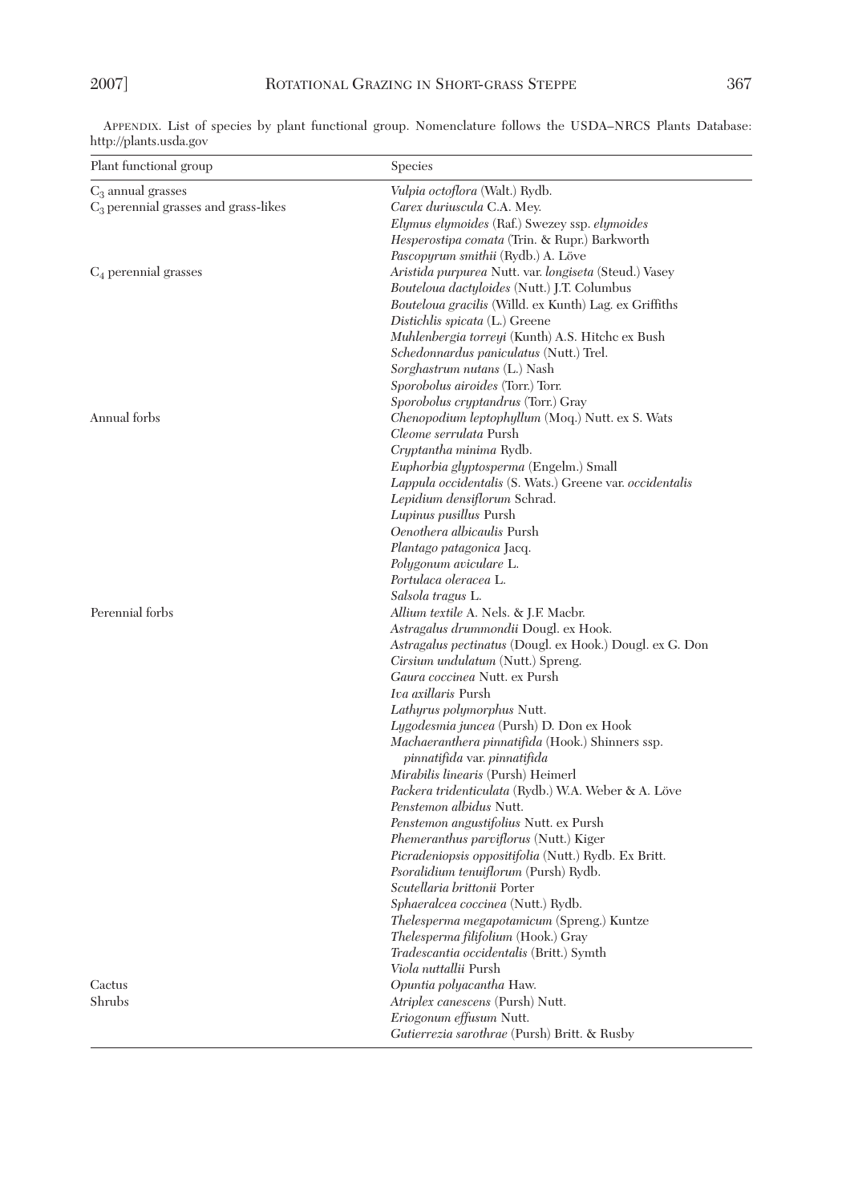APPENDIX. List of species by plant functional group. Nomenclature follows the USDA–NRCS Plants Database: http://plants.usda.gov

| Plant functional group | Species |
|---|---|
| $C_3$ annual grasses | *Vulpia octoflora* (Walt.) Rydb. |
| $C_3$ perennial grasses and grass-likes | *Carex duriuscula* C.A. Mey. |
| | *Elymus elymoides* (Raf.) Swezey ssp. *elymoides* |
| | *Hesperostipa comata* (Trin. & Rupr.) Barkworth |
| | *Pascopyrum smithii* (Rydb.) A. Löve |
| $C_4$ perennial grasses | *Aristida purpurea* Nutt. var. *longiseta* (Steud.) Vasey |
| | *Bouteloua dactyloides* (Nutt.) J.T. Columbus |
| | *Bouteloua gracilis* (Willd. ex Kunth) Lag. ex Griffiths |
| | *Distichlis spicata* (L.) Greene |
| | *Muhlenbergia torreyi* (Kunth) A.S. Hitchc ex Bush |
| | *Schedonnardus paniculatus* (Nutt.) Trel. |
| | *Sorghastrum nutans* (L.) Nash |
| | *Sporobolus airoides* (Torr.) Torr. |
| | *Sporobolus cryptandrus* (Torr.) Gray |
| Annual forbs | *Chenopodium leptophyllum* (Moq.) Nutt. ex S. Wats |
| | *Cleome serrulata* Pursh |
| | *Cryptantha minima* Rydb. |
| | *Euphorbia glyptosperma* (Engelm.) Small |
| | *Lappula occidentalis* (S. Wats.) Greene var. *occidentalis* |
| | *Lepidium densiflorum* Schrad. |
| | *Lupinus pusillus* Pursh |
| | *Oenothera albicaulis* Pursh |
| | *Plantago patagonica* Jacq. |
| | *Polygonum aviculare* L. |
| | *Portulaca oleracea* L. |
| | *Salsola tragus* L. |
| Perennial forbs | *Allium textile* A. Nels. & J.F. Macbr. |
| | *Astragalus drummondii* Dougl. ex Hook. |
| | *Astragalus pectinatus* (Dougl. ex Hook.) Dougl. ex G. Don |
| | *Cirsium undulatum* (Nutt.) Spreng. |
| | *Gaura coccinea* Nutt. ex Pursh |
| | *Iva axillaris* Pursh |
| | *Lathyrus polymorphus* Nutt. |
| | *Lygodesmia juncea* (Pursh) D. Don ex Hook |
| | *Machaeranthera pinnatifida* (Hook.) Shinners ssp. *pinnatifida* var. *pinnatifida* |
| | *Mirabilis linearis* (Pursh) Heimerl |
| | *Packera tridenticulata* (Rydb.) W.A. Weber & A. Löve |
| | *Penstemon albidus* Nutt. |
| | *Penstemon angustifolius* Nutt. ex Pursh |
| | *Phemeranthus parviflorus* (Nutt.) Kiger |
| | *Picradeniopsis oppositifolia* (Nutt.) Rydb. Ex Britt. |
| | *Psoralidium tenuiflorum* (Pursh) Rydb. |
| | *Scutellaria brittonii* Porter |
| | *Sphaeralcea coccinea* (Nutt.) Rydb. |
| | *Thelesperma megapotamicum* (Spreng.) Kuntze |
| | *Thelesperma filifolium* (Hook.) Gray |
| | *Tradescantia occidentalis* (Britt.) Symth |
| | *Viola nuttallii* Pursh |
| Cactus | *Opuntia polyacantha* Haw. |
| Shrubs | *Atriplex canescens* (Pursh) Nutt. |
| | *Eriogonum effusum* Nutt. |
| | *Gutierrezia sarothrae* (Pursh) Britt. & Rusby |